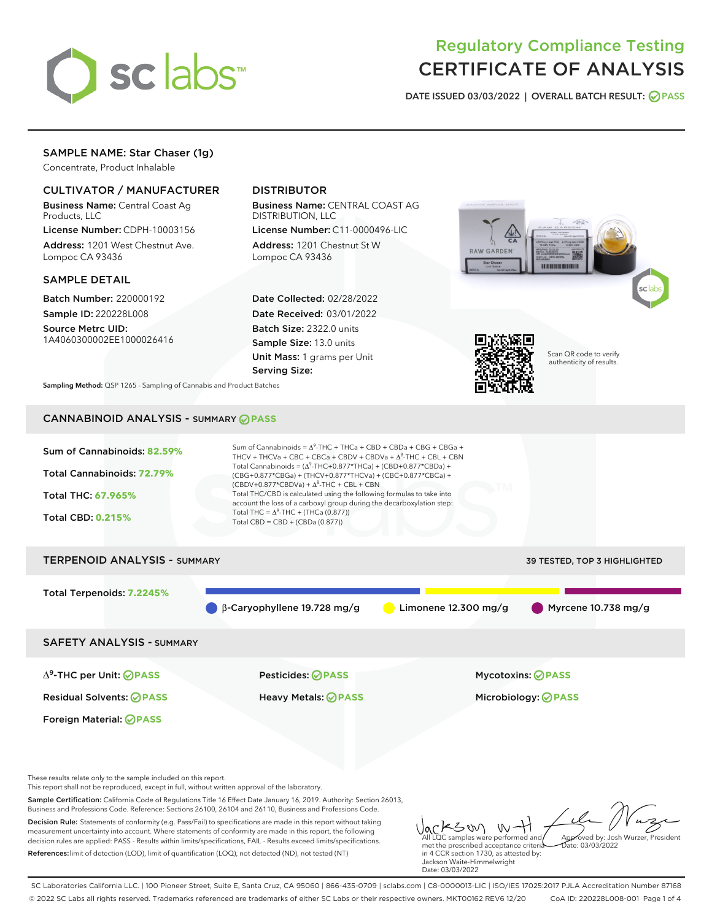# Regulatory Compliance Testing
# CERTIFICATE OF ANALYSIS

DATE ISSUED 03/03/2022 | OVERALL BATCH RESULT: PASS

## SAMPLE NAME: Star Chaser (1g)

Concentrate, Product Inhalable

### CULTIVATOR / MANUFACTURER

**Business Name:** Central Coast Ag Products, LLC

**License Number:** CDPH-10003156

**Address:** 1201 West Chestnut Ave. Lompoc CA 93436

### DISTRIBUTOR

**Business Name:** CENTRAL COAST AG DISTRIBUTION, LLC

**License Number:** C11-0000496-LIC

**Address:** 1201 Chestnut St W Lompoc CA 93436

### SAMPLE DETAIL

**Batch Number:** 220000192

**Sample ID:** 220228L008

**Source Metrc UID:** 1A4060300002EE1000026416

**Date Collected:** 02/28/2022

**Date Received:** 03/01/2022

**Batch Size:** 2322.0 units

**Sample Size:** 13.0 units

**Unit Mass:** 1 grams per Unit

**Serving Size:**

Scan QR code to verify authenticity of results.

**Sampling Method:** QSP 1265 - Sampling of Cannabis and Product Batches

## CANNABINOID ANALYSIS - SUMMARY PASS

Sum of Cannabinoids: **82.59%**

Total Cannabinoids: **72.79%**

Total THC: **67.965%**

Total CBD: **0.215%**

Sum of Cannabinoids = $\Delta^9$-THC + THCa + CBD + CBDa + CBG + CBGa + THCV + THCVa + CBC + CBCa + CBDV + CBDVa + $\Delta^8$-THC + CBL + CBN

Total Cannabinoids = ($\Delta^9$-THC+0.877*THCa) + (CBD+0.877*CBDa) + (CBG+0.877*CBGa) + (THCV+0.877*THCVa) + (CBC+0.877*CBCa) + (CBDV+0.877*CBDVa) + $\Delta^8$-THC + CBL + CBN

Total THC/CBD is calculated using the following formulas to take into account the loss of a carboxyl group during the decarboxylation step:

Total THC = $\Delta^9$-THC + (THCa (0.877))

Total CBD = CBD + (CBDa (0.877))

## TERPENOID ANALYSIS - SUMMARY

39 TESTED, TOP 3 HIGHLIGHTED

Total Terpenoids: **7.2245%**

β-Caryophyllene 19.728 mg/g

Limonene 12.300 mg/g

Myrcene 10.738 mg/g

## SAFETY ANALYSIS - SUMMARY

| | | |
|---|---|---|
| $\Delta^9$-THC per Unit: PASS | Pesticides: PASS | Mycotoxins: PASS |
| Residual Solvents: PASS | Heavy Metals: PASS | Microbiology: PASS |
| Foreign Material: PASS | | |

These results relate only to the sample included on this report.
This report shall not be reproduced, except in full, without written approval of the laboratory.

**Sample Certification:** California Code of Regulations Title 16 Effect Date January 16, 2019. Authority: Section 26013, Business and Professions Code. Reference: Sections 26100, 26104 and 26110, Business and Professions Code.

**Decision Rule:** Statements of conformity (e.g. Pass/Fail) to specifications are made in this report without taking measurement uncertainty into account. Where statements of conformity are made in this report, the following decision rules are applied: PASS - Results within limits/specifications, FAIL - Results exceed limits/specifications.

**References:** limit of detection (LOD), limit of quantification (LOQ), not detected (ND), not tested (NT)

All LQC samples were performed and met the prescribed acceptance criteria in 4 CCR section 1730, as attested by: Jackson Waite-Himmelwright
Date: 03/03/2022

Approved by: Josh Wurzer, President
Date: 03/03/2022

SC Laboratories California LLC. | 100 Pioneer Street, Suite E, Santa Cruz, CA 95060 | 866-435-0709 | sclabs.com | C8-0000013-LIC | ISO/IES 17025:2017 PJLA Accreditation Number 87168

© 2022 SC Labs all rights reserved. Trademarks referenced are trademarks of either SC Labs or their respective owners. MKT00162 REV6 12/20 CoA ID: 220228L008-001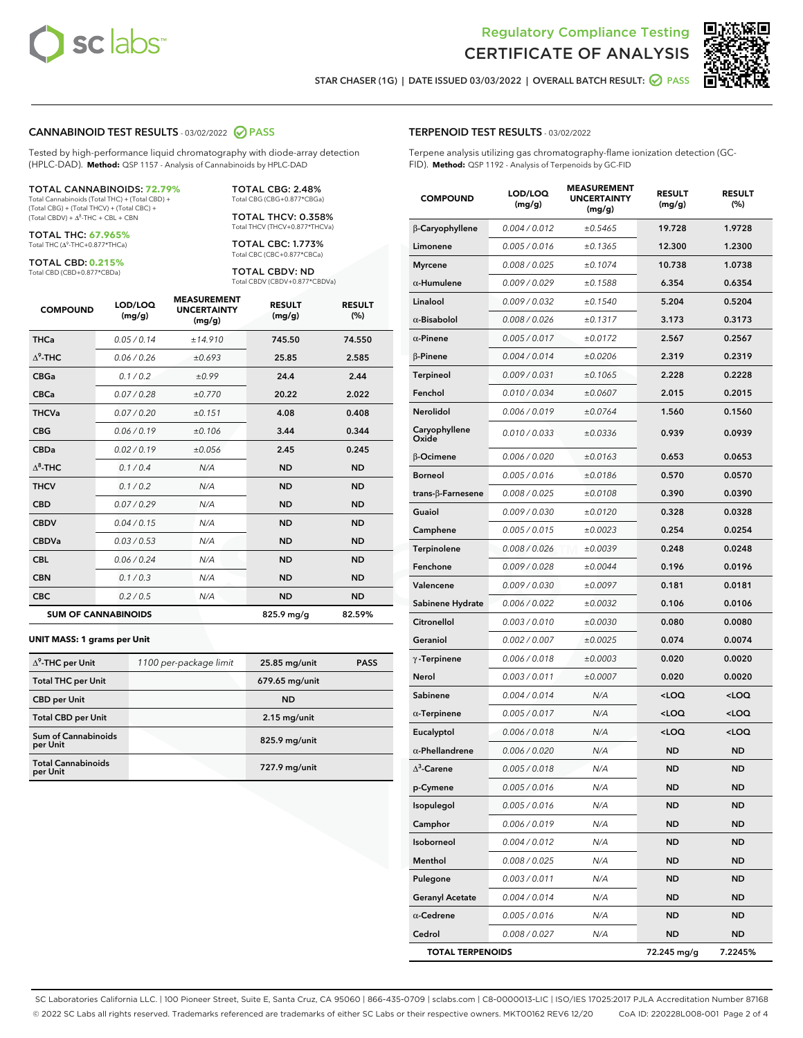Regulatory Compliance Testing
CERTIFICATE OF ANALYSIS

STAR CHASER (1G) | DATE ISSUED 03/03/2022 | OVERALL BATCH RESULT: PASS

## CANNABINOID TEST RESULTS - 03/02/2022 PASS

Tested by high-performance liquid chromatography with diode-array detection (HPLC-DAD). **Method:** QSP 1157 - Analysis of Cannabinoids by HPLC-DAD

**TOTAL CANNABINOIDS: 72.79%**
Total Cannabinoids (Total THC) + (Total CBD) + (Total CBG) + (Total THCV) + (Total CBC) + (Total CBDV) + $\Delta^8$-THC + CBL + CBN

**TOTAL THC: 67.965%**
Total THC ($\Delta^9$-THC+0.877*THCa)

**TOTAL CBD: 0.215%**
Total CBD (CBD+0.877*CBDa)

**TOTAL CBG: 2.48%**
Total CBG (CBG+0.877*CBGa)

**TOTAL THCV: 0.358%**
Total THCV (THCV+0.877*THCVa)

**TOTAL CBC: 1.773%**
Total CBC (CBC+0.877*CBCa)

**TOTAL CBDV: ND**
Total CBDV (CBDV+0.877*CBDVa)

| COMPOUND | LOD/LOQ (mg/g) | MEASUREMENT UNCERTAINTY (mg/g) | RESULT (mg/g) | RESULT (%) |
|---|---|---|---|---|
| THCa | 0.05 / 0.14 | ±14.910 | 745.50 | 74.550 |
| $\Delta^9$-THC | 0.06 / 0.26 | ±0.693 | 25.85 | 2.585 |
| CBGa | 0.1 / 0.2 | ±0.99 | 24.4 | 2.44 |
| CBCa | 0.07 / 0.28 | ±0.770 | 20.22 | 2.022 |
| THCVa | 0.07 / 0.20 | ±0.151 | 4.08 | 0.408 |
| CBG | 0.06 / 0.19 | ±0.106 | 3.44 | 0.344 |
| CBDa | 0.02 / 0.19 | ±0.056 | 2.45 | 0.245 |
| $\Delta^8$-THC | 0.1 / 0.4 | N/A | ND | ND |
| THCV | 0.1 / 0.2 | N/A | ND | ND |
| CBD | 0.07 / 0.29 | N/A | ND | ND |
| CBDV | 0.04 / 0.15 | N/A | ND | ND |
| CBDVa | 0.03 / 0.53 | N/A | ND | ND |
| CBL | 0.06 / 0.24 | N/A | ND | ND |
| CBN | 0.1 / 0.3 | N/A | ND | ND |
| CBC | 0.2 / 0.5 | N/A | ND | ND |
| **SUM OF CANNABINOIDS** | | | 825.9 mg/g | 82.59% |

**UNIT MASS: 1 grams per Unit**

| | | | |
|---|---|---|---|
| $\Delta^9$-THC per Unit | 1100 per-package limit | 25.85 mg/unit | PASS |
| Total THC per Unit | | 679.65 mg/unit | |
| CBD per Unit | | ND | |
| Total CBD per Unit | | 2.15 mg/unit | |
| Sum of Cannabinoids per Unit | | 825.9 mg/unit | |
| Total Cannabinoids per Unit | | 727.9 mg/unit | |

## TERPENOID TEST RESULTS - 03/02/2022

Terpene analysis utilizing gas chromatography-flame ionization detection (GC-FID). **Method:** QSP 1192 - Analysis of Terpenoids by GC-FID

| COMPOUND | LOD/LOQ (mg/g) | MEASUREMENT UNCERTAINTY (mg/g) | RESULT (mg/g) | RESULT (%) |
|---|---|---|---|---|
| β-Caryophyllene | 0.004 / 0.012 | ±0.5465 | 19.728 | 1.9728 |
| Limonene | 0.005 / 0.016 | ±0.1365 | 12.300 | 1.2300 |
| Myrcene | 0.008 / 0.025 | ±0.1074 | 10.738 | 1.0738 |
| α-Humulene | 0.009 / 0.029 | ±0.1588 | 6.354 | 0.6354 |
| Linalool | 0.009 / 0.032 | ±0.1540 | 5.204 | 0.5204 |
| α-Bisabolol | 0.008 / 0.026 | ±0.1317 | 3.173 | 0.3173 |
| α-Pinene | 0.005 / 0.017 | ±0.0172 | 2.567 | 0.2567 |
| β-Pinene | 0.004 / 0.014 | ±0.0206 | 2.319 | 0.2319 |
| Terpineol | 0.009 / 0.031 | ±0.1065 | 2.228 | 0.2228 |
| Fenchol | 0.010 / 0.034 | ±0.0607 | 2.015 | 0.2015 |
| Nerolidol | 0.006 / 0.019 | ±0.0764 | 1.560 | 0.1560 |
| Caryophyllene Oxide | 0.010 / 0.033 | ±0.0336 | 0.939 | 0.0939 |
| β-Ocimene | 0.006 / 0.020 | ±0.0163 | 0.653 | 0.0653 |
| Borneol | 0.005 / 0.016 | ±0.0186 | 0.570 | 0.0570 |
| trans-β-Farnesene | 0.008 / 0.025 | ±0.0108 | 0.390 | 0.0390 |
| Guaiol | 0.009 / 0.030 | ±0.0120 | 0.328 | 0.0328 |
| Camphene | 0.005 / 0.015 | ±0.0023 | 0.254 | 0.0254 |
| Terpinolene | 0.008 / 0.026 | ±0.0039 | 0.248 | 0.0248 |
| Fenchone | 0.009 / 0.028 | ±0.0044 | 0.196 | 0.0196 |
| Valencene | 0.009 / 0.030 | ±0.0097 | 0.181 | 0.0181 |
| Sabinene Hydrate | 0.006 / 0.022 | ±0.0032 | 0.106 | 0.0106 |
| Citronellol | 0.003 / 0.010 | ±0.0030 | 0.080 | 0.0080 |
| Geraniol | 0.002 / 0.007 | ±0.0025 | 0.074 | 0.0074 |
| γ-Terpinene | 0.006 / 0.018 | ±0.0003 | 0.020 | 0.0020 |
| Nerol | 0.003 / 0.011 | ±0.0007 | 0.020 | 0.0020 |
| Sabinene | 0.004 / 0.014 | N/A | <LOQ | <LOQ |
| α-Terpinene | 0.005 / 0.017 | N/A | <LOQ | <LOQ |
| Eucalyptol | 0.006 / 0.018 | N/A | <LOQ | <LOQ |
| α-Phellandrene | 0.006 / 0.020 | N/A | ND | ND |
| $\Delta^3$-Carene | 0.005 / 0.018 | N/A | ND | ND |
| p-Cymene | 0.005 / 0.016 | N/A | ND | ND |
| Isopulegol | 0.005 / 0.016 | N/A | ND | ND |
| Camphor | 0.006 / 0.019 | N/A | ND | ND |
| Isoborneol | 0.004 / 0.012 | N/A | ND | ND |
| Menthol | 0.008 / 0.025 | N/A | ND | ND |
| Pulegone | 0.003 / 0.011 | N/A | ND | ND |
| Geranyl Acetate | 0.004 / 0.014 | N/A | ND | ND |
| α-Cedrene | 0.005 / 0.016 | N/A | ND | ND |
| Cedrol | 0.008 / 0.027 | N/A | ND | ND |
| **TOTAL TERPENOIDS** | | | 72.245 mg/g | 7.2245% |

SC Laboratories California LLC. | 100 Pioneer Street, Suite E, Santa Cruz, CA 95060 | 866-435-0709 | sclabs.com | C8-0000013-LIC | ISO/IES 17025:2017 PJLA Accreditation Number 87168
© 2022 SC Labs all rights reserved. Trademarks referenced are trademarks of either SC Labs or their respective owners. MKT00162 REV6 12/20 CoA ID: 220228L008-001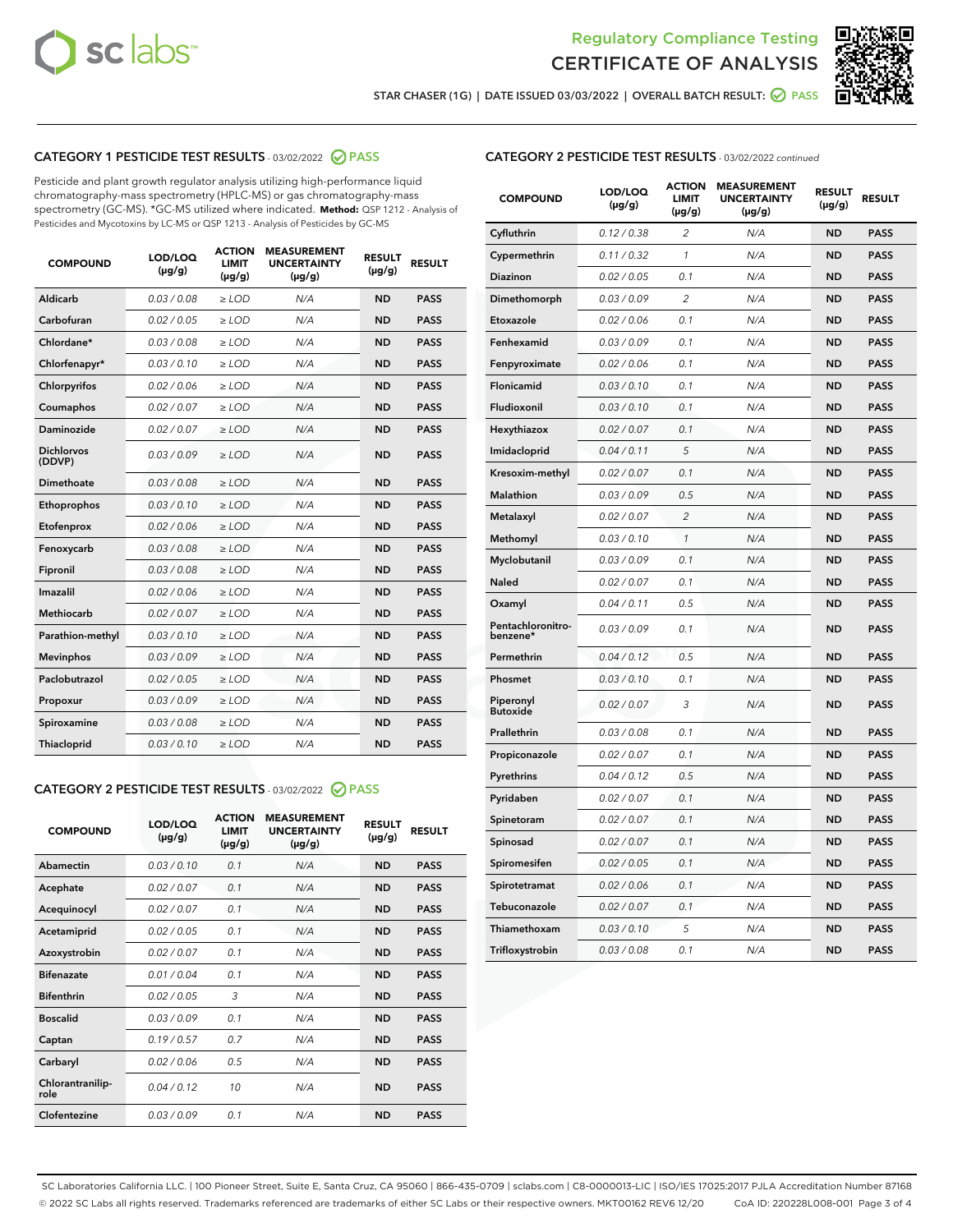Regulatory Compliance Testing
CERTIFICATE OF ANALYSIS

STAR CHASER (1G) | DATE ISSUED 03/03/2022 | OVERALL BATCH RESULT: PASS

## CATEGORY 1 PESTICIDE TEST RESULTS - 03/02/2022 PASS

Pesticide and plant growth regulator analysis utilizing high-performance liquid chromatography-mass spectrometry (HPLC-MS) or gas chromatography-mass spectrometry (GC-MS). *GC-MS utilized where indicated. **Method:** QSP 1212 - Analysis of Pesticides and Mycotoxins by LC-MS or QSP 1213 - Analysis of Pesticides by GC-MS

| COMPOUND | LOD/LOQ (µg/g) | ACTION LIMIT (µg/g) | MEASUREMENT UNCERTAINTY (µg/g) | RESULT (µg/g) | RESULT |
|---|---|---|---|---|---|
| Aldicarb | 0.03 / 0.08 | ≥ LOD | N/A | ND | PASS |
| Carbofuran | 0.02 / 0.05 | ≥ LOD | N/A | ND | PASS |
| Chlordane* | 0.03 / 0.08 | ≥ LOD | N/A | ND | PASS |
| Chlorfenapyr* | 0.03 / 0.10 | ≥ LOD | N/A | ND | PASS |
| Chlorpyrifos | 0.02 / 0.06 | ≥ LOD | N/A | ND | PASS |
| Coumaphos | 0.02 / 0.07 | ≥ LOD | N/A | ND | PASS |
| Daminozide | 0.02 / 0.07 | ≥ LOD | N/A | ND | PASS |
| Dichlorvos (DDVP) | 0.03 / 0.09 | ≥ LOD | N/A | ND | PASS |
| Dimethoate | 0.03 / 0.08 | ≥ LOD | N/A | ND | PASS |
| Ethoprophos | 0.03 / 0.10 | ≥ LOD | N/A | ND | PASS |
| Etofenprox | 0.02 / 0.06 | ≥ LOD | N/A | ND | PASS |
| Fenoxycarb | 0.03 / 0.08 | ≥ LOD | N/A | ND | PASS |
| Fipronil | 0.03 / 0.08 | ≥ LOD | N/A | ND | PASS |
| Imazalil | 0.02 / 0.06 | ≥ LOD | N/A | ND | PASS |
| Methiocarb | 0.02 / 0.07 | ≥ LOD | N/A | ND | PASS |
| Parathion-methyl | 0.03 / 0.10 | ≥ LOD | N/A | ND | PASS |
| Mevinphos | 0.03 / 0.09 | ≥ LOD | N/A | ND | PASS |
| Paclobutrazol | 0.02 / 0.05 | ≥ LOD | N/A | ND | PASS |
| Propoxur | 0.03 / 0.09 | ≥ LOD | N/A | ND | PASS |
| Spiroxamine | 0.03 / 0.08 | ≥ LOD | N/A | ND | PASS |
| Thiacloprid | 0.03 / 0.10 | ≥ LOD | N/A | ND | PASS |

## CATEGORY 2 PESTICIDE TEST RESULTS - 03/02/2022 PASS

| COMPOUND | LOD/LOQ (µg/g) | ACTION LIMIT (µg/g) | MEASUREMENT UNCERTAINTY (µg/g) | RESULT (µg/g) | RESULT |
|---|---|---|---|---|---|
| Abamectin | 0.03 / 0.10 | 0.1 | N/A | ND | PASS |
| Acephate | 0.02 / 0.07 | 0.1 | N/A | ND | PASS |
| Acequinocyl | 0.02 / 0.07 | 0.1 | N/A | ND | PASS |
| Acetamiprid | 0.02 / 0.05 | 0.1 | N/A | ND | PASS |
| Azoxystrobin | 0.02 / 0.07 | 0.1 | N/A | ND | PASS |
| Bifenazate | 0.01 / 0.04 | 0.1 | N/A | ND | PASS |
| Bifenthrin | 0.02 / 0.05 | 3 | N/A | ND | PASS |
| Boscalid | 0.03 / 0.09 | 0.1 | N/A | ND | PASS |
| Captan | 0.19 / 0.57 | 0.7 | N/A | ND | PASS |
| Carbaryl | 0.02 / 0.06 | 0.5 | N/A | ND | PASS |
| Chlorantraniliprole | 0.04 / 0.12 | 10 | N/A | ND | PASS |
| Clofentezine | 0.03 / 0.09 | 0.1 | N/A | ND | PASS |
| Cyfluthrin | 0.12 / 0.38 | 2 | N/A | ND | PASS |
| Cypermethrin | 0.11 / 0.32 | 1 | N/A | ND | PASS |
| Diazinon | 0.02 / 0.05 | 0.1 | N/A | ND | PASS |
| Dimethomorph | 0.03 / 0.09 | 2 | N/A | ND | PASS |
| Etoxazole | 0.02 / 0.06 | 0.1 | N/A | ND | PASS |
| Fenhexamid | 0.03 / 0.09 | 0.1 | N/A | ND | PASS |
| Fenpyroximate | 0.02 / 0.06 | 0.1 | N/A | ND | PASS |
| Flonicamid | 0.03 / 0.10 | 0.1 | N/A | ND | PASS |
| Fludioxonil | 0.03 / 0.10 | 0.1 | N/A | ND | PASS |
| Hexythiazox | 0.02 / 0.07 | 0.1 | N/A | ND | PASS |
| Imidacloprid | 0.04 / 0.11 | 5 | N/A | ND | PASS |
| Kresoxim-methyl | 0.02 / 0.07 | 0.1 | N/A | ND | PASS |
| Malathion | 0.03 / 0.09 | 0.5 | N/A | ND | PASS |
| Metalaxyl | 0.02 / 0.07 | 2 | N/A | ND | PASS |
| Methomyl | 0.03 / 0.10 | 1 | N/A | ND | PASS |
| Myclobutanil | 0.03 / 0.09 | 0.1 | N/A | ND | PASS |
| Naled | 0.02 / 0.07 | 0.1 | N/A | ND | PASS |
| Oxamyl | 0.04 / 0.11 | 0.5 | N/A | ND | PASS |
| Pentachloronitrobenzene* | 0.03 / 0.09 | 0.1 | N/A | ND | PASS |
| Permethrin | 0.04 / 0.12 | 0.5 | N/A | ND | PASS |
| Phosmet | 0.03 / 0.10 | 0.1 | N/A | ND | PASS |
| Piperonyl Butoxide | 0.02 / 0.07 | 3 | N/A | ND | PASS |
| Prallethrin | 0.03 / 0.08 | 0.1 | N/A | ND | PASS |
| Propiconazole | 0.02 / 0.07 | 0.1 | N/A | ND | PASS |
| Pyrethrins | 0.04 / 0.12 | 0.5 | N/A | ND | PASS |
| Pyridaben | 0.02 / 0.07 | 0.1 | N/A | ND | PASS |
| Spinetoram | 0.02 / 0.07 | 0.1 | N/A | ND | PASS |
| Spinosad | 0.02 / 0.07 | 0.1 | N/A | ND | PASS |
| Spiromesifen | 0.02 / 0.05 | 0.1 | N/A | ND | PASS |
| Spirotetramat | 0.02 / 0.06 | 0.1 | N/A | ND | PASS |
| Tebuconazole | 0.02 / 0.07 | 0.1 | N/A | ND | PASS |
| Thiamethoxam | 0.03 / 0.10 | 5 | N/A | ND | PASS |
| Trifloxystrobin | 0.03 / 0.08 | 0.1 | N/A | ND | PASS |

SC Laboratories California LLC. | 100 Pioneer Street, Suite E, Santa Cruz, CA 95060 | 866-435-0709 | sclabs.com | C8-0000013-LIC | ISO/IES 17025:2017 PJLA Accreditation Number 87168
© 2022 SC Labs all rights reserved. Trademarks referenced are trademarks of either SC Labs or their respective owners. MKT00162 REV6 12/20 CoA ID: 220228L008-001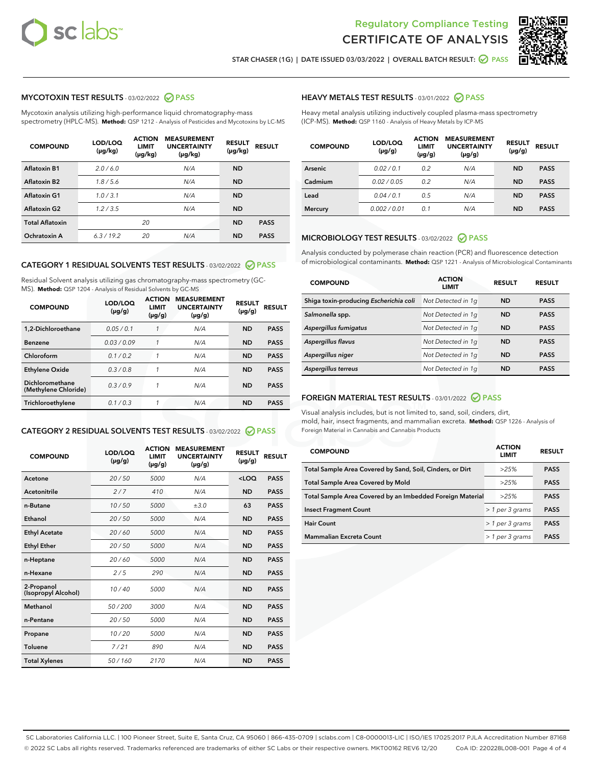Regulatory Compliance Testing

# CERTIFICATE OF ANALYSIS

STAR CHASER (1G) | DATE ISSUED 03/03/2022 | OVERALL BATCH RESULT: PASS

## MYCOTOXIN TEST RESULTS - 03/02/2022 PASS

Mycotoxin analysis utilizing high-performance liquid chromatography-mass spectrometry (HPLC-MS). **Method:** QSP 1212 - Analysis of Pesticides and Mycotoxins by LC-MS

| COMPOUND | LOD/LOQ (µg/kg) | ACTION LIMIT (µg/kg) | MEASUREMENT UNCERTAINTY (µg/kg) | RESULT (µg/kg) | RESULT |
|---|---|---|---|---|---|
| Aflatoxin B1 | 2.0 / 6.0 | | N/A | ND | |
| Aflatoxin B2 | 1.8 / 5.6 | | N/A | ND | |
| Aflatoxin G1 | 1.0 / 3.1 | | N/A | ND | |
| Aflatoxin G2 | 1.2 / 3.5 | | N/A | ND | |
| Total Aflatoxin | | 20 | | ND | PASS |
| Ochratoxin A | 6.3 / 19.2 | 20 | N/A | ND | PASS |

## CATEGORY 1 RESIDUAL SOLVENTS TEST RESULTS - 03/02/2022 PASS

Residual Solvent analysis utilizing gas chromatography-mass spectrometry (GC-MS). **Method:** QSP 1204 - Analysis of Residual Solvents by GC-MS

| COMPOUND | LOD/LOQ (µg/g) | ACTION LIMIT (µg/g) | MEASUREMENT UNCERTAINTY (µg/g) | RESULT (µg/g) | RESULT |
|---|---|---|---|---|---|
| 1,2-Dichloroethane | 0.05 / 0.1 | 1 | N/A | ND | PASS |
| Benzene | 0.03 / 0.09 | 1 | N/A | ND | PASS |
| Chloroform | 0.1 / 0.2 | 1 | N/A | ND | PASS |
| Ethylene Oxide | 0.3 / 0.8 | 1 | N/A | ND | PASS |
| Dichloromethane (Methylene Chloride) | 0.3 / 0.9 | 1 | N/A | ND | PASS |
| Trichloroethylene | 0.1 / 0.3 | 1 | N/A | ND | PASS |

## CATEGORY 2 RESIDUAL SOLVENTS TEST RESULTS - 03/02/2022 PASS

| COMPOUND | LOD/LOQ (µg/g) | ACTION LIMIT (µg/g) | MEASUREMENT UNCERTAINTY (µg/g) | RESULT (µg/g) | RESULT |
|---|---|---|---|---|---|
| Acetone | 20 / 50 | 5000 | N/A | <LOQ | PASS |
| Acetonitrile | 2 / 7 | 410 | N/A | ND | PASS |
| n-Butane | 10 / 50 | 5000 | ±3.0 | 63 | PASS |
| Ethanol | 20 / 50 | 5000 | N/A | ND | PASS |
| Ethyl Acetate | 20 / 60 | 5000 | N/A | ND | PASS |
| Ethyl Ether | 20 / 50 | 5000 | N/A | ND | PASS |
| n-Heptane | 20 / 60 | 5000 | N/A | ND | PASS |
| n-Hexane | 2 / 5 | 290 | N/A | ND | PASS |
| 2-Propanol (Isopropyl Alcohol) | 10 / 40 | 5000 | N/A | ND | PASS |
| Methanol | 50 / 200 | 3000 | N/A | ND | PASS |
| n-Pentane | 20 / 50 | 5000 | N/A | ND | PASS |
| Propane | 10 / 20 | 5000 | N/A | ND | PASS |
| Toluene | 7 / 21 | 890 | N/A | ND | PASS |
| Total Xylenes | 50 / 160 | 2170 | N/A | ND | PASS |

## HEAVY METALS TEST RESULTS - 03/01/2022 PASS

Heavy metal analysis utilizing inductively coupled plasma-mass spectrometry (ICP-MS). **Method:** QSP 1160 - Analysis of Heavy Metals by ICP-MS

| COMPOUND | LOD/LOQ (µg/g) | ACTION LIMIT (µg/g) | MEASUREMENT UNCERTAINTY (µg/g) | RESULT (µg/g) | RESULT |
|---|---|---|---|---|---|
| Arsenic | 0.02 / 0.1 | 0.2 | N/A | ND | PASS |
| Cadmium | 0.02 / 0.05 | 0.2 | N/A | ND | PASS |
| Lead | 0.04 / 0.1 | 0.5 | N/A | ND | PASS |
| Mercury | 0.002 / 0.01 | 0.1 | N/A | ND | PASS |

## MICROBIOLOGY TEST RESULTS - 03/02/2022 PASS

Analysis conducted by polymerase chain reaction (PCR) and fluorescence detection of microbiological contaminants. **Method:** QSP 1221 - Analysis of Microbiological Contaminants

| COMPOUND | ACTION LIMIT | RESULT | RESULT |
|---|---|---|---|
| Shiga toxin-producing *Escherichia coli* | Not Detected in 1g | ND | PASS |
| *Salmonella* spp. | Not Detected in 1g | ND | PASS |
| *Aspergillus fumigatus* | Not Detected in 1g | ND | PASS |
| *Aspergillus flavus* | Not Detected in 1g | ND | PASS |
| *Aspergillus niger* | Not Detected in 1g | ND | PASS |
| *Aspergillus terreus* | Not Detected in 1g | ND | PASS |

## FOREIGN MATERIAL TEST RESULTS - 03/01/2022 PASS

Visual analysis includes, but is not limited to, sand, soil, cinders, dirt, mold, hair, insect fragments, and mammalian excreta. **Method:** QSP 1226 - Analysis of Foreign Material in Cannabis and Cannabis Products

| COMPOUND | ACTION LIMIT | RESULT |
|---|---|---|
| Total Sample Area Covered by Sand, Soil, Cinders, or Dirt | >25% | PASS |
| Total Sample Area Covered by Mold | >25% | PASS |
| Total Sample Area Covered by an Imbedded Foreign Material | >25% | PASS |
| Insect Fragment Count | > 1 per 3 grams | PASS |
| Hair Count | > 1 per 3 grams | PASS |
| Mammalian Excreta Count | > 1 per 3 grams | PASS |

SC Laboratories California LLC. | 100 Pioneer Street, Suite E, Santa Cruz, CA 95060 | 866-435-0709 | sclabs.com | C8-0000013-LIC | ISO/IES 17025:2017 PJLA Accreditation Number 87168
© 2022 SC Labs all rights reserved. Trademarks referenced are trademarks of either SC Labs or their respective owners. MKT00162 REV6 12/20 CoA ID: 220228L008-001